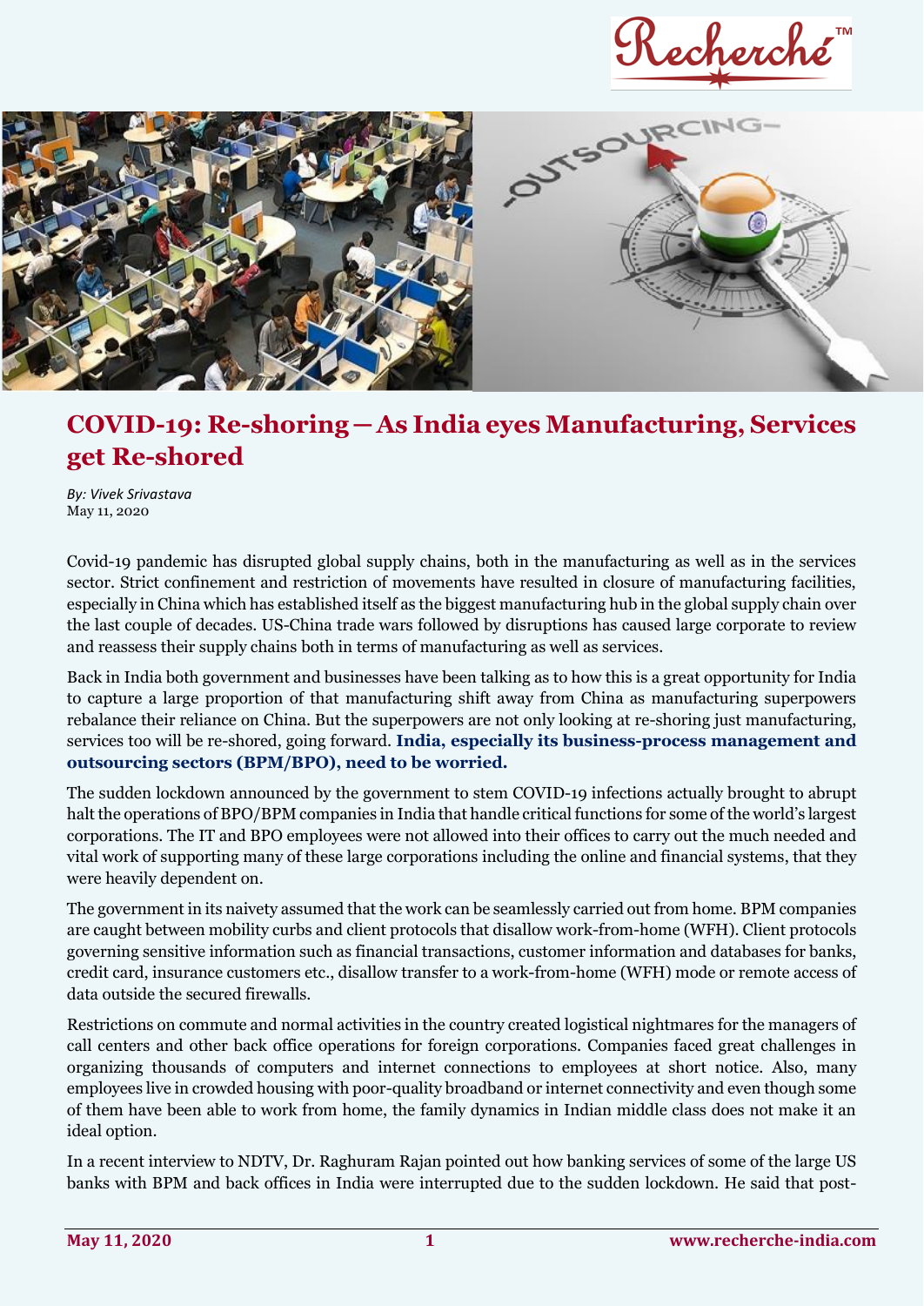# COVID-19: Re-shoring – As India eyes Manufacturing, Services get Re-shored

*By: Vivek Srivastava*
May 11, 2020

Covid-19 pandemic has disrupted global supply chains, both in the manufacturing as well as in the services sector. Strict confinement and restriction of movements have resulted in closure of manufacturing facilities, especially in China which has established itself as the biggest manufacturing hub in the global supply chain over the last couple of decades. US-China trade wars followed by disruptions has caused large corporate to review and reassess their supply chains both in terms of manufacturing as well as services.

Back in India both government and businesses have been talking as to how this is a great opportunity for India to capture a large proportion of that manufacturing shift away from China as manufacturing superpowers rebalance their reliance on China. But the superpowers are not only looking at re-shoring just manufacturing, services too will be re-shored, going forward. **India, especially its business-process management and outsourcing sectors (BPM/BPO), need to be worried.**

The sudden lockdown announced by the government to stem COVID-19 infections actually brought to abrupt halt the operations of BPO/BPM companies in India that handle critical functions for some of the world's largest corporations. The IT and BPO employees were not allowed into their offices to carry out the much needed and vital work of supporting many of these large corporations including the online and financial systems, that they were heavily dependent on.

The government in its naivety assumed that the work can be seamlessly carried out from home. BPM companies are caught between mobility curbs and client protocols that disallow work-from-home (WFH). Client protocols governing sensitive information such as financial transactions, customer information and databases for banks, credit card, insurance customers etc., disallow transfer to a work-from-home (WFH) mode or remote access of data outside the secured firewalls.

Restrictions on commute and normal activities in the country created logistical nightmares for the managers of call centers and other back office operations for foreign corporations. Companies faced great challenges in organizing thousands of computers and internet connections to employees at short notice. Also, many employees live in crowded housing with poor-quality broadband or internet connectivity and even though some of them have been able to work from home, the family dynamics in Indian middle class does not make it an ideal option.

In a recent interview to NDTV, Dr. Raghuram Rajan pointed out how banking services of some of the large US banks with BPM and back offices in India were interrupted due to the sudden lockdown. He said that post-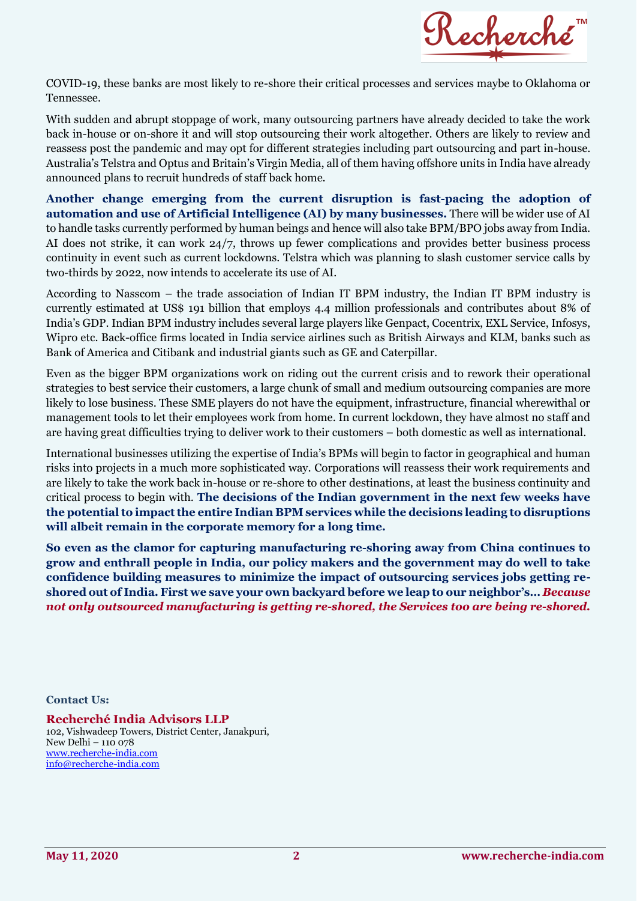COVID-19, these banks are most likely to re-shore their critical processes and services maybe to Oklahoma or Tennessee.

With sudden and abrupt stoppage of work, many outsourcing partners have already decided to take the work back in-house or on-shore it and will stop outsourcing their work altogether. Others are likely to review and reassess post the pandemic and may opt for different strategies including part outsourcing and part in-house. Australia's Telstra and Optus and Britain's Virgin Media, all of them having offshore units in India have already announced plans to recruit hundreds of staff back home.

**Another change emerging from the current disruption is fast-pacing the adoption of automation and use of Artificial Intelligence (AI) by many businesses.** There will be wider use of AI to handle tasks currently performed by human beings and hence will also take BPM/BPO jobs away from India. AI does not strike, it can work 24/7, throws up fewer complications and provides better business process continuity in event such as current lockdowns. Telstra which was planning to slash customer service calls by two-thirds by 2022, now intends to accelerate its use of AI.

According to Nasscom – the trade association of Indian IT BPM industry, the Indian IT BPM industry is currently estimated at US$ 191 billion that employs 4.4 million professionals and contributes about 8% of India's GDP. Indian BPM industry includes several large players like Genpact, Cocentrix, EXL Service, Infosys, Wipro etc. Back-office firms located in India service airlines such as British Airways and KLM, banks such as Bank of America and Citibank and industrial giants such as GE and Caterpillar.

Even as the bigger BPM organizations work on riding out the current crisis and to rework their operational strategies to best service their customers, a large chunk of small and medium outsourcing companies are more likely to lose business. These SME players do not have the equipment, infrastructure, financial wherewithal or management tools to let their employees work from home. In current lockdown, they have almost no staff and are having great difficulties trying to deliver work to their customers – both domestic as well as international.

International businesses utilizing the expertise of India's BPMs will begin to factor in geographical and human risks into projects in a much more sophisticated way. Corporations will reassess their work requirements and are likely to take the work back in-house or re-shore to other destinations, at least the business continuity and critical process to begin with. **The decisions of the Indian government in the next few weeks have the potential to impact the entire Indian BPM services while the decisions leading to disruptions will albeit remain in the corporate memory for a long time.**

**So even as the clamor for capturing manufacturing re-shoring away from China continues to grow and enthrall people in India, our policy makers and the government may do well to take confidence building measures to minimize the impact of outsourcing services jobs getting re-shored out of India. First we save your own backyard before we leap to our neighbor's…** ***Because not only outsourced manufacturing is getting re-shored, the Services too are being re-shored.***

**Contact Us:**

**Recherché India Advisors LLP**
102, Vishwadeep Towers, District Center, Janakpuri,
New Delhi – 110 078
www.recherche-india.com
info@recherche-india.com

May 11, 2020